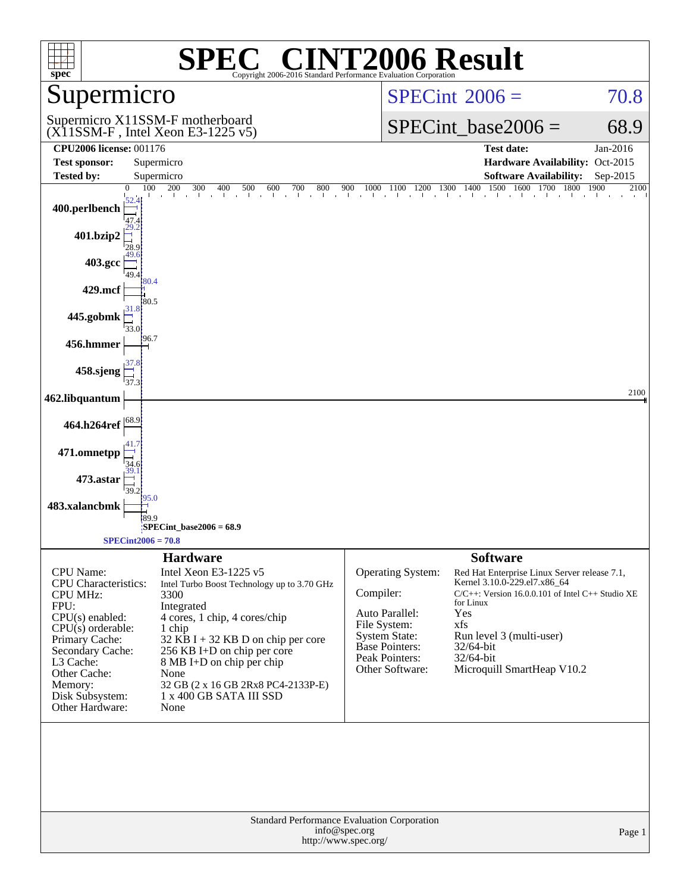# SPEC® CINT2006 Result

Copyright 2006-2016 Standard Performance Evaluation Corporation

## Supermicro

Supermicro X11SSM-F motherboard
(X11SSM-F , Intel Xeon E3-1225 v5)

SPECint 2006 = 70.8

SPECint_base2006 = 68.9

| | | | |
|---|---|---|---|
| **CPU2006 license:** 001176 | | **Test date:** | Jan-2016 |
| **Test sponsor:** | Supermicro | **Hardware Availability:** | Oct-2015 |
| **Tested by:** | Supermicro | **Software Availability:** | Sep-2015 |

| Benchmark | Peak | Base |
|---|---|---|
| 400.perlbench | 52.4 | 47.4 |
| 401.bzip2 | 29.2 | 28.9 |
| 403.gcc | 49.6 | 49.4 |
| 429.mcf | 80.4 | 80.5 |
| 445.gobmk | 31.8 | 33.0 |
| 456.hmmer | | 96.7 |
| 458.sjeng | 37.8 | 37.3 |
| 462.libquantum | | 2100 |
| 464.h264ref | | 68.9 |
| 471.omnetpp | 41.7 | 34.6 |
| 473.astar | 39.1 | 39.2 |
| 483.xalancbmk | 95.0 | 89.9 |

SPECint_base2006 = 68.9

SPECint2006 = 70.8

### Hardware

| | |
|---|---|
| CPU Name: | Intel Xeon E3-1225 v5 |
| CPU Characteristics: | Intel Turbo Boost Technology up to 3.70 GHz |
| CPU MHz: | 3300 |
| FPU: | Integrated |
| CPU(s) enabled: | 4 cores, 1 chip, 4 cores/chip |
| CPU(s) orderable: | 1 chip |
| Primary Cache: | 32 KB I + 32 KB D on chip per core |
| Secondary Cache: | 256 KB I+D on chip per core |
| L3 Cache: | 8 MB I+D on chip per chip |
| Other Cache: | None |
| Memory: | 32 GB (2 x 16 GB 2Rx8 PC4-2133P-E) |
| Disk Subsystem: | 1 x 400 GB SATA III SSD |
| Other Hardware: | None |

### Software

| | |
|---|---|
| Operating System: | Red Hat Enterprise Linux Server release 7.1, Kernel 3.10.0-229.el7.x86_64 |
| Compiler: | C/C++: Version 16.0.0.101 of Intel C++ Studio XE for Linux |
| Auto Parallel: | Yes |
| File System: | xfs |
| System State: | Run level 3 (multi-user) |
| Base Pointers: | 32/64-bit |
| Peak Pointers: | 32/64-bit |
| Other Software: | Microquill SmartHeap V10.2 |

Standard Performance Evaluation Corporation
info@spec.org
http://www.spec.org/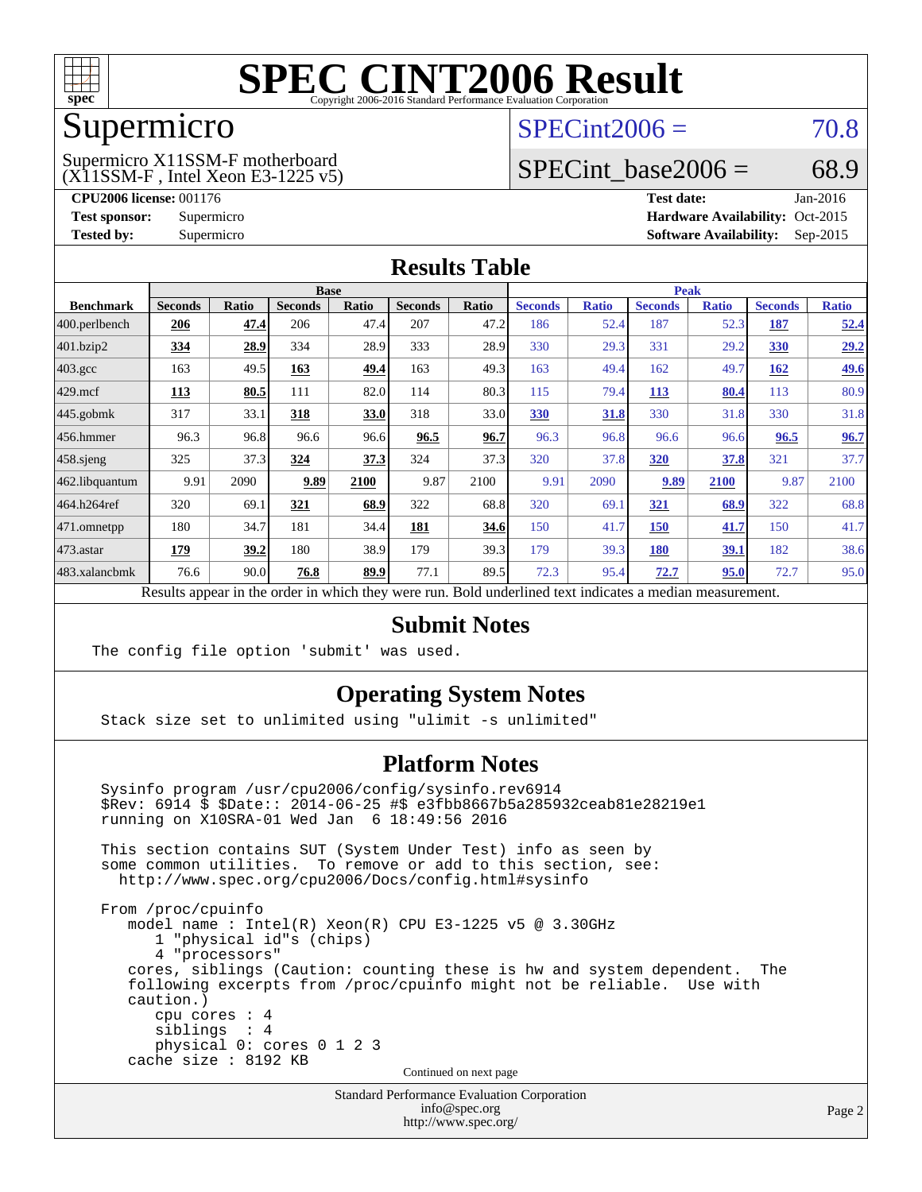# SPEC CINT2006 Result

Copyright 2006-2016 Standard Performance Evaluation Corporation

## Supermicro

Supermicro X11SSM-F motherboard
(X11SSM-F , Intel Xeon E3-1225 v5)

SPECint2006 = 70.8

SPECint_base2006 = 68.9

**CPU2006 license:** 001176
**Test sponsor:** Supermicro
**Tested by:** Supermicro

**Test date:** Jan-2016
**Hardware Availability:** Oct-2015
**Software Availability:** Sep-2015

### Results Table

| Benchmark | Base | | | | | | Peak | | | | | |
|---|---|---|---|---|---|---|---|---|---|---|---|---|
| | Seconds | Ratio | Seconds | Ratio | Seconds | Ratio | Seconds | Ratio | Seconds | Ratio | Seconds | Ratio |
| 400.perlbench | **206** | **47.4** | 206 | 47.4 | 207 | 47.2 | 186 | 52.4 | 187 | 52.3 | **187** | **52.4** |
| 401.bzip2 | **334** | **28.9** | 334 | 28.9 | 333 | 28.9 | 330 | 29.3 | 331 | 29.2 | **330** | **29.2** |
| 403.gcc | 163 | 49.5 | **163** | **49.4** | 163 | 49.3 | 163 | 49.4 | 162 | 49.7 | **162** | **49.6** |
| 429.mcf | **113** | **80.5** | 111 | 82.0 | 114 | 80.3 | 115 | 79.4 | **113** | **80.4** | 113 | 80.9 |
| 445.gobmk | 317 | 33.1 | **318** | **33.0** | 318 | 33.0 | **330** | **31.8** | 330 | 31.8 | 330 | 31.8 |
| 456.hmmer | 96.3 | 96.8 | 96.6 | 96.6 | **96.5** | **96.7** | 96.3 | 96.8 | 96.6 | 96.6 | **96.5** | **96.7** |
| 458.sjeng | 325 | 37.3 | **324** | **37.3** | 324 | 37.3 | 320 | 37.8 | **320** | **37.8** | 321 | 37.7 |
| 462.libquantum | 9.91 | 2090 | **9.89** | **2100** | 9.87 | 2100 | 9.91 | 2090 | **9.89** | **2100** | 9.87 | 2100 |
| 464.h264ref | 320 | 69.1 | **321** | **68.9** | 322 | 68.8 | 320 | 69.1 | **321** | **68.9** | 322 | 68.8 |
| 471.omnetpp | 180 | 34.7 | 181 | 34.4 | **181** | **34.6** | 150 | 41.7 | **150** | **41.7** | 150 | 41.7 |
| 473.astar | **179** | **39.2** | 180 | 38.9 | 179 | 39.3 | 179 | 39.3 | **180** | **39.1** | 182 | 38.6 |
| 483.xalancbmk | 76.6 | 90.0 | **76.8** | **89.9** | 77.1 | 89.5 | 72.3 | 95.4 | **72.7** | **95.0** | 72.7 | 95.0 |

Results appear in the order in which they were run. Bold underlined text indicates a median measurement.

### Submit Notes

```
The config file option 'submit' was used.
```

### Operating System Notes

```
Stack size set to unlimited using "ulimit -s unlimited"
```

### Platform Notes

```
Sysinfo program /usr/cpu2006/config/sysinfo.rev6914
$Rev: 6914 $ $Date:: 2014-06-25 #$ e3fbb8667b5a285932ceab81e28219e1
running on X10SRA-01 Wed Jan  6 18:49:56 2016

This section contains SUT (System Under Test) info as seen by
some common utilities.  To remove or add to this section, see:
  http://www.spec.org/cpu2006/Docs/config.html#sysinfo

From /proc/cpuinfo
   model name : Intel(R) Xeon(R) CPU E3-1225 v5 @ 3.30GHz
      1 "physical id"s (chips)
      4 "processors"
   cores, siblings (Caution: counting these is hw and system dependent.  The
   following excerpts from /proc/cpuinfo might not be reliable.  Use with
   caution.)
      cpu cores : 4
      siblings  : 4
      physical 0: cores 0 1 2 3
   cache size : 8192 KB
```

Continued on next page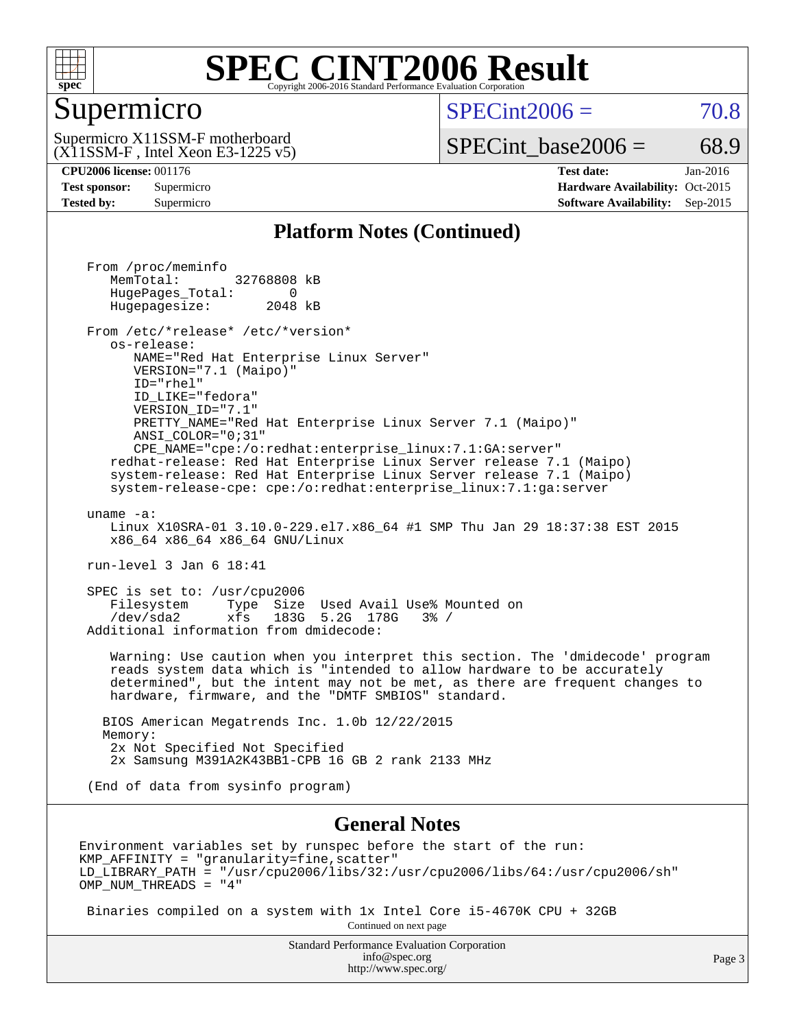# SPEC CINT2006 Result

Copyright 2006-2016 Standard Performance Evaluation Corporation

## Supermicro

Supermicro X11SSM-F motherboard
(X11SSM-F , Intel Xeon E3-1225 v5)

SPECint2006 = 70.8

SPECint_base2006 = 68.9

**CPU2006 license:** 001176
**Test sponsor:** Supermicro
**Tested by:** Supermicro

**Test date:** Jan-2016
**Hardware Availability:** Oct-2015
**Software Availability:** Sep-2015

## Platform Notes (Continued)

```
From /proc/meminfo
   MemTotal:       32768808 kB
   HugePages_Total:       0
   Hugepagesize:       2048 kB

From /etc/*release* /etc/*version*
   os-release:
      NAME="Red Hat Enterprise Linux Server"
      VERSION="7.1 (Maipo)"
      ID="rhel"
      ID_LIKE="fedora"
      VERSION_ID="7.1"
      PRETTY_NAME="Red Hat Enterprise Linux Server 7.1 (Maipo)"
      ANSI_COLOR="0;31"
      CPE_NAME="cpe:/o:redhat:enterprise_linux:7.1:GA:server"
   redhat-release: Red Hat Enterprise Linux Server release 7.1 (Maipo)
   system-release: Red Hat Enterprise Linux Server release 7.1 (Maipo)
   system-release-cpe: cpe:/o:redhat:enterprise_linux:7.1:ga:server

uname -a:
   Linux X10SRA-01 3.10.0-229.el7.x86_64 #1 SMP Thu Jan 29 18:37:38 EST 2015
   x86_64 x86_64 x86_64 GNU/Linux

run-level 3 Jan 6 18:41

SPEC is set to: /usr/cpu2006
   Filesystem     Type  Size  Used Avail Use% Mounted on
   /dev/sda2      xfs   183G  5.2G  178G   3% /
Additional information from dmidecode:

   Warning: Use caution when you interpret this section. The 'dmidecode' program
   reads system data which is "intended to allow hardware to be accurately
   determined", but the intent may not be met, as there are frequent changes to
   hardware, firmware, and the "DMTF SMBIOS" standard.

  BIOS American Megatrends Inc. 1.0b 12/22/2015
  Memory:
   2x Not Specified Not Specified
   2x Samsung M391A2K43BB1-CPB 16 GB 2 rank 2133 MHz

(End of data from sysinfo program)
```

## General Notes

```
Environment variables set by runspec before the start of the run:
KMP_AFFINITY = "granularity=fine,scatter"
LD_LIBRARY_PATH = "/usr/cpu2006/libs/32:/usr/cpu2006/libs/64:/usr/cpu2006/sh"
OMP_NUM_THREADS = "4"

 Binaries compiled on a system with 1x Intel Core i5-4670K CPU + 32GB
```

Continued on next page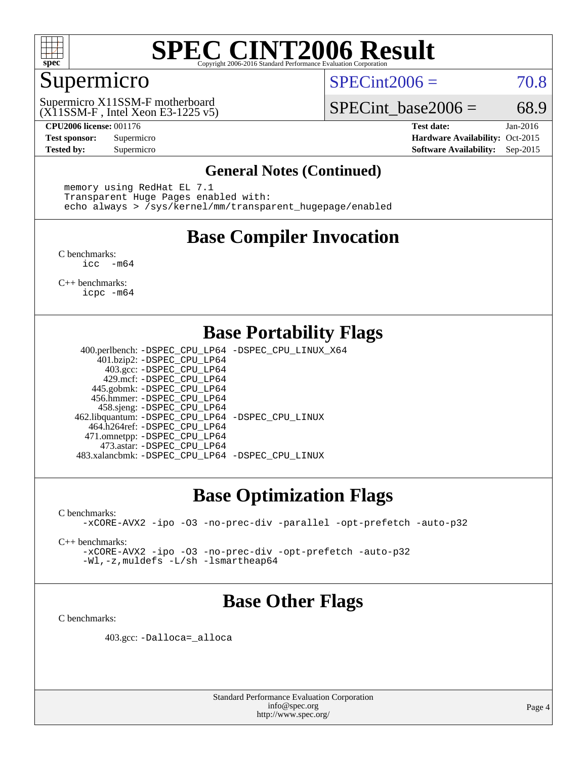# SPEC CINT2006 Result

## Supermicro

Supermicro X11SSM-F motherboard
(X11SSM-F , Intel Xeon E3-1225 v5)

SPECint2006 = 70.8

SPECint_base2006 = 68.9

**CPU2006 license:** 001176
**Test sponsor:** Supermicro
**Tested by:** Supermicro

**Test date:** Jan-2016
**Hardware Availability:** Oct-2015
**Software Availability:** Sep-2015

## General Notes (Continued)

```
memory using RedHat EL 7.1
Transparent Huge Pages enabled with:
echo always > /sys/kernel/mm/transparent_hugepage/enabled
```

## Base Compiler Invocation

C benchmarks:
```
icc  -m64
```

C++ benchmarks:
```
icpc -m64
```

## Base Portability Flags

```
400.perlbench: -DSPEC_CPU_LP64 -DSPEC_CPU_LINUX_X64
    401.bzip2: -DSPEC_CPU_LP64
      403.gcc: -DSPEC_CPU_LP64
      429.mcf: -DSPEC_CPU_LP64
   445.gobmk: -DSPEC_CPU_LP64
   456.hmmer: -DSPEC_CPU_LP64
   458.sjeng: -DSPEC_CPU_LP64
462.libquantum: -DSPEC_CPU_LP64 -DSPEC_CPU_LINUX
  464.h264ref: -DSPEC_CPU_LP64
 471.omnetpp: -DSPEC_CPU_LP64
    473.astar: -DSPEC_CPU_LP64
483.xalancbmk: -DSPEC_CPU_LP64 -DSPEC_CPU_LINUX
```

## Base Optimization Flags

C benchmarks:
```
-xCORE-AVX2 -ipo -O3 -no-prec-div -parallel -opt-prefetch -auto-p32
```

C++ benchmarks:
```
-xCORE-AVX2 -ipo -O3 -no-prec-div -opt-prefetch -auto-p32
-Wl,-z,muldefs -L/sh -lsmartheap64
```

## Base Other Flags

C benchmarks:

```
403.gcc: -Dalloca=_alloca
```

Standard Performance Evaluation Corporation
info@spec.org
http://www.spec.org/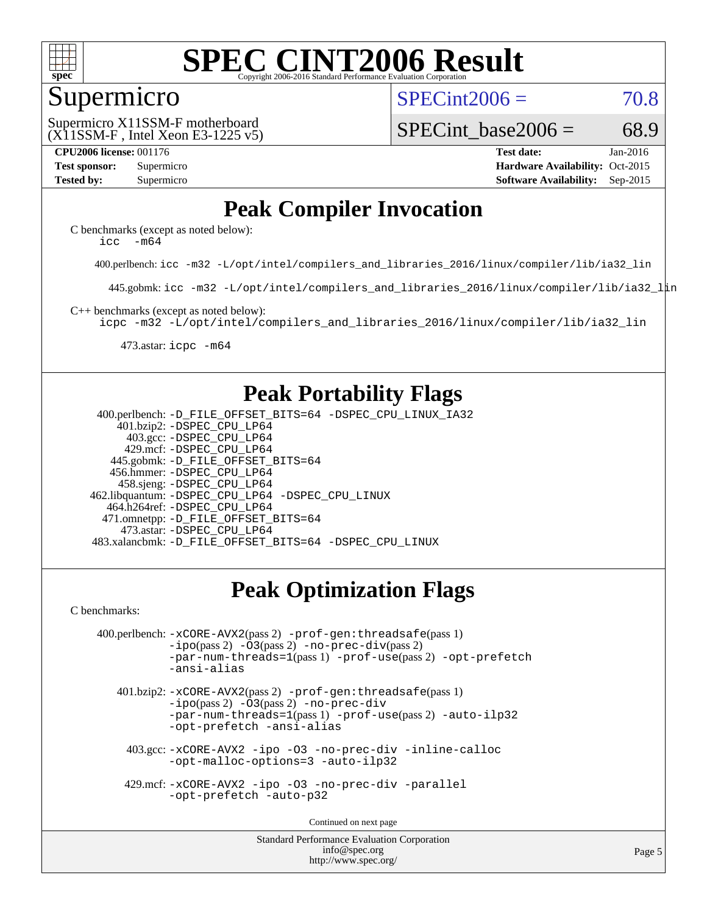# SPEC CINT2006 Result

Copyright 2006-2016 Standard Performance Evaluation Corporation

## Supermicro

Supermicro X11SSM-F motherboard
(X11SSM-F , Intel Xeon E3-1225 v5)

SPECint2006 = 70.8

SPECint_base2006 = 68.9

| | | | |
|---|---|---|---|
| **CPU2006 license:** 001176 | | **Test date:** | Jan-2016 |
| **Test sponsor:** | Supermicro | **Hardware Availability:** | Oct-2015 |
| **Tested by:** | Supermicro | **Software Availability:** | Sep-2015 |

## Peak Compiler Invocation

C benchmarks (except as noted below):
`icc -m64`

400.perlbench: `icc -m32 -L/opt/intel/compilers_and_libraries_2016/linux/compiler/lib/ia32_lin`

445.gobmk: `icc -m32 -L/opt/intel/compilers_and_libraries_2016/linux/compiler/lib/ia32_lin`

C++ benchmarks (except as noted below):
`icpc -m32 -L/opt/intel/compilers_and_libraries_2016/linux/compiler/lib/ia32_lin`

473.astar: `icpc -m64`

## Peak Portability Flags

400.perlbench: `-D_FILE_OFFSET_BITS=64 -DSPEC_CPU_LINUX_IA32`
401.bzip2: `-DSPEC_CPU_LP64`
403.gcc: `-DSPEC_CPU_LP64`
429.mcf: `-DSPEC_CPU_LP64`
445.gobmk: `-D_FILE_OFFSET_BITS=64`
456.hmmer: `-DSPEC_CPU_LP64`
458.sjeng: `-DSPEC_CPU_LP64`
462.libquantum: `-DSPEC_CPU_LP64 -DSPEC_CPU_LINUX`
464.h264ref: `-DSPEC_CPU_LP64`
471.omnetpp: `-D_FILE_OFFSET_BITS=64`
473.astar: `-DSPEC_CPU_LP64`
483.xalancbmk: `-D_FILE_OFFSET_BITS=64 -DSPEC_CPU_LINUX`

## Peak Optimization Flags

C benchmarks:

400.perlbench: `-xCORE-AVX2`(pass 2) `-prof-gen:threadsafe`(pass 1) `-ipo`(pass 2) `-O3`(pass 2) `-no-prec-div`(pass 2) `-par-num-threads=1`(pass 1) `-prof-use`(pass 2) `-opt-prefetch -ansi-alias`

401.bzip2: `-xCORE-AVX2`(pass 2) `-prof-gen:threadsafe`(pass 1) `-ipo`(pass 2) `-O3`(pass 2) `-no-prec-div -par-num-threads=1`(pass 1) `-prof-use`(pass 2) `-auto-ilp32 -opt-prefetch -ansi-alias`

403.gcc: `-xCORE-AVX2 -ipo -O3 -no-prec-div -inline-calloc -opt-malloc-options=3 -auto-ilp32`

429.mcf: `-xCORE-AVX2 -ipo -O3 -no-prec-div -parallel -opt-prefetch -auto-p32`

Continued on next page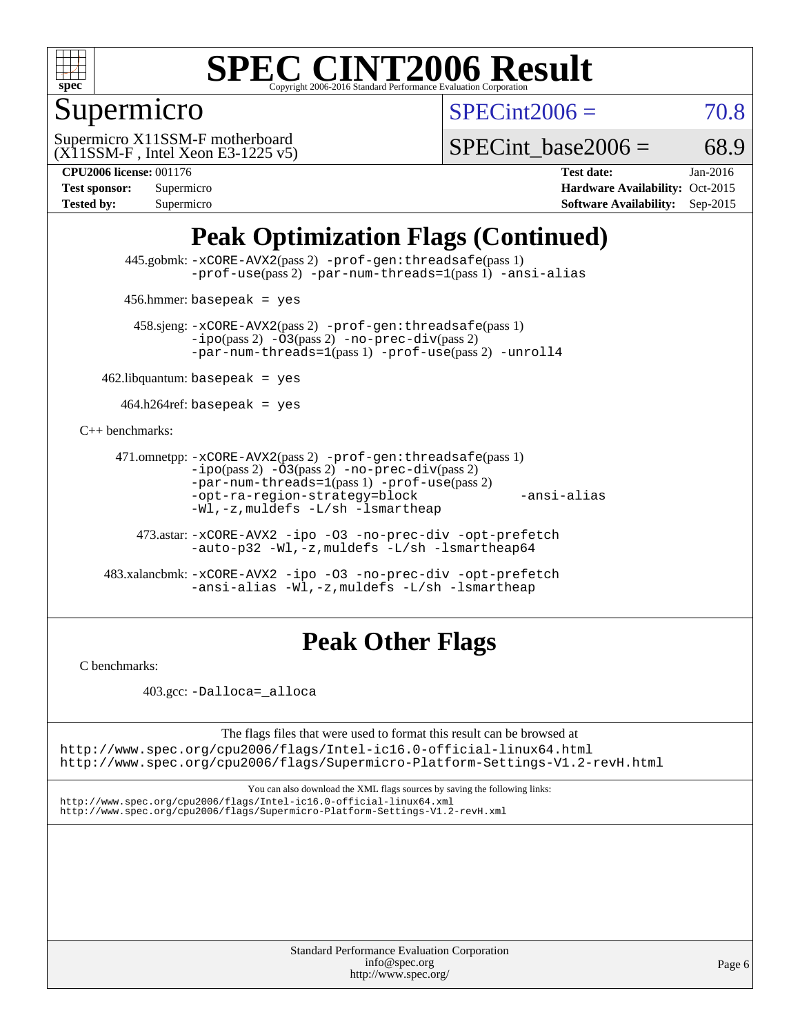# SPEC CINT2006 Result

Copyright 2006-2016 Standard Performance Evaluation Corporation

## Supermicro

Supermicro X11SSM-F motherboard
(X11SSM-F , Intel Xeon E3-1225 v5)

SPECint2006 = 70.8

SPECint_base2006 = 68.9

| | | | |
|---|---|---|---|
| **CPU2006 license:** 001176 | | **Test date:** | Jan-2016 |
| **Test sponsor:** | Supermicro | **Hardware Availability:** | Oct-2015 |
| **Tested by:** | Supermicro | **Software Availability:** | Sep-2015 |

## Peak Optimization Flags (Continued)

445.gobmk: `-xCORE-AVX2`(pass 2) `-prof-gen:threadsafe`(pass 1) `-prof-use`(pass 2) `-par-num-threads=1`(pass 1) `-ansi-alias`

456.hmmer: `basepeak = yes`

458.sjeng: `-xCORE-AVX2`(pass 2) `-prof-gen:threadsafe`(pass 1) `-ipo`(pass 2) `-O3`(pass 2) `-no-prec-div`(pass 2) `-par-num-threads=1`(pass 1) `-prof-use`(pass 2) `-unroll4`

462.libquantum: `basepeak = yes`

464.h264ref: `basepeak = yes`

C++ benchmarks:

471.omnetpp: `-xCORE-AVX2`(pass 2) `-prof-gen:threadsafe`(pass 1) `-ipo`(pass 2) `-O3`(pass 2) `-no-prec-div`(pass 2) `-par-num-threads=1`(pass 1) `-prof-use`(pass 2) `-opt-ra-region-strategy=block` `-ansi-alias` `-Wl,-z,muldefs` `-L/sh -lsmartheap`

473.astar: `-xCORE-AVX2 -ipo -O3 -no-prec-div -opt-prefetch -auto-p32 -Wl,-z,muldefs -L/sh -lsmartheap64`

483.xalancbmk: `-xCORE-AVX2 -ipo -O3 -no-prec-div -opt-prefetch -ansi-alias -Wl,-z,muldefs -L/sh -lsmartheap`

## Peak Other Flags

C benchmarks:

403.gcc: `-Dalloca=_alloca`

The flags files that were used to format this result can be browsed at
http://www.spec.org/cpu2006/flags/Intel-ic16.0-official-linux64.html
http://www.spec.org/cpu2006/flags/Supermicro-Platform-Settings-V1.2-revH.html

You can also download the XML flags sources by saving the following links:
http://www.spec.org/cpu2006/flags/Intel-ic16.0-official-linux64.xml
http://www.spec.org/cpu2006/flags/Supermicro-Platform-Settings-V1.2-revH.xml

Standard Performance Evaluation Corporation
info@spec.org
http://www.spec.org/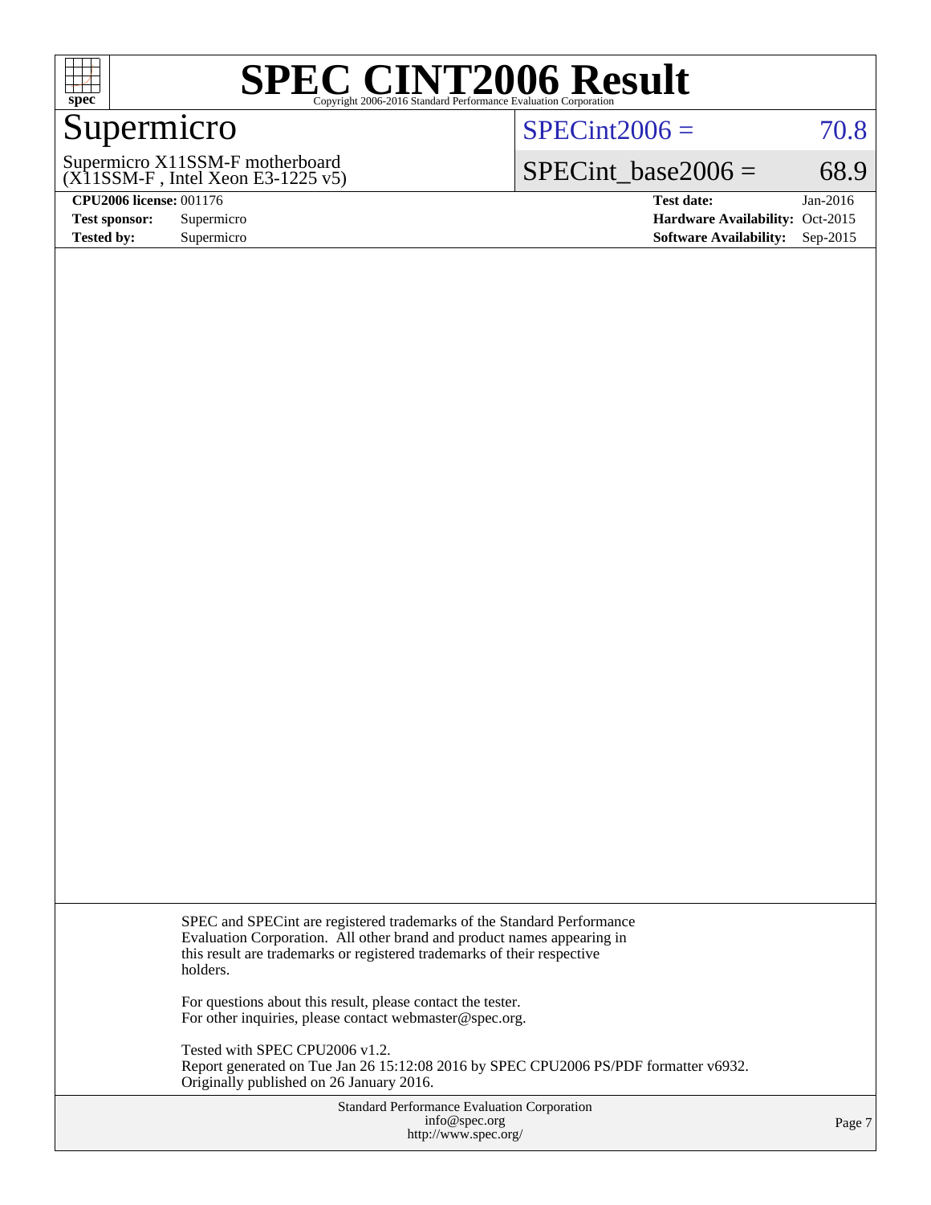SPEC and SPECint are registered trademarks of the Standard Performance Evaluation Corporation. All other brand and product names appearing in this result are trademarks or registered trademarks of their respective holders.

For questions about this result, please contact the tester.
For other inquiries, please contact webmaster@spec.org.

Tested with SPEC CPU2006 v1.2.
Report generated on Tue Jan 26 15:12:08 2016 by SPEC CPU2006 PS/PDF formatter v6932.
Originally published on 26 January 2016.